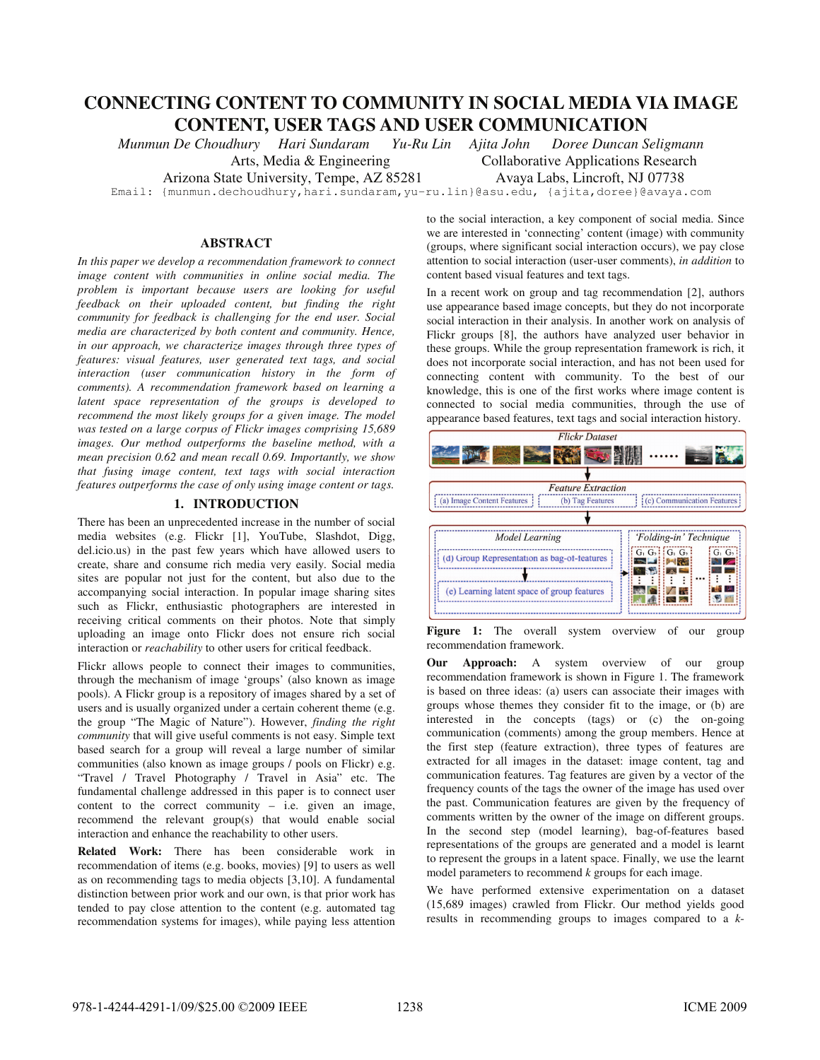# CONNECTING CONTENT TO COMMUNITY IN SOCIAL MEDIA VIA IMAGE CONTENT, USER TAGS AND USER COMMUNICATION

*Munmun De Choudhury  Hari Sundaram  Yu-Ru Lin  Ajita John  Doree Duncan Seligmann*

Arts, Media & Engineering  Collaborative Applications Research

Arizona State University, Tempe, AZ 85281  Avaya Labs, Lincroft, NJ 07738

Email: {munmun.dechoudhury,hari.sundaram,yu-ru.lin}@asu.edu, {ajita,doree}@avaya.com

## ABSTRACT

*In this paper we develop a recommendation framework to connect image content with communities in online social media. The problem is important because users are looking for useful feedback on their uploaded content, but finding the right community for feedback is challenging for the end user. Social media are characterized by both content and community. Hence, in our approach, we characterize images through three types of features: visual features, user generated text tags, and social interaction (user communication history in the form of comments). A recommendation framework based on learning a latent space representation of the groups is developed to recommend the most likely groups for a given image. The model was tested on a large corpus of Flickr images comprising 15,689 images. Our method outperforms the baseline method, with a mean precision 0.62 and mean recall 0.69. Importantly, we show that fusing image content, text tags with social interaction features outperforms the case of only using image content or tags.*

## 1. INTRODUCTION

There has been an unprecedented increase in the number of social media websites (e.g. Flickr [1], YouTube, Slashdot, Digg, del.icio.us) in the past few years which have allowed users to create, share and consume rich media very easily. Social media sites are popular not just for the content, but also the accompanying social interaction. In popular image sharing sites such as Flickr, enthusiastic photographers are interested in receiving critical comments on their photos. Note that simply uploading an image onto Flickr does not ensure rich social interaction or *reachability* to other users for critical feedback.

Flickr allows people to connect their images to communities, through the mechanism of image 'groups' (also known as image pools). A Flickr group is a repository of images shared by a set of users and is usually organized under a certain coherent theme (e.g. the group "The Magic of Nature"). However, *finding the right community* that will give useful comments is not easy. Simple text based search for a group will reveal a large number of similar communities (also known as image groups / pools on Flickr) e.g. "Travel / Travel Photography / Travel in Asia" etc. The fundamental challenge addressed in this paper is to connect user content to the correct community – i.e. given an image, recommend the relevant group(s) that would enable social interaction and enhance the reachability to other users.

**Related Work:** There has been considerable work in recommendation of items (e.g. books, movies) [9] to users as well as on recommending tags to media objects [3,10]. A fundamental distinction between prior work and our own, is that prior work has tended to pay close attention to the content (e.g. automated tag recommendation systems for images), while paying less attention to the social interaction, a key component of social media. Since we are interested in 'connecting' content (image) with community (groups, where significant social interaction occurs), we pay close attention to social interaction (user-user comments), *in addition* to content based visual features and text tags.

In a recent work on group and tag recommendation [2], authors use appearance based image concepts, but they do not incorporate social interaction in their analysis. In another work on analysis of Flickr groups [8], the authors have analyzed user behavior in these groups. While the group representation framework is rich, it does not incorporate social interaction, and has not been used for connecting content with community. To the best of our knowledge, this is one of the first works where image content is connected to social media communities, through the use of appearance based features, text tags and social interaction history.

Flickr Dataset

Feature Extraction

(a) Image Content Features  (b) Tag Features  (c) Communication Features

Model Learning

(d) Group Representation as bag-of-features

(e) Learning latent space of group features

'Folding-in' Technique

**Figure 1:** The overall system overview of our group recommendation framework.

**Our Approach:** A system overview of our group recommendation framework is shown in Figure 1. The framework is based on three ideas: (a) users can associate their images with groups whose themes they consider fit to the image, or (b) are interested in the concepts (tags) or (c) the on-going communication (comments) among the group members. Hence at the first step (feature extraction), three types of features are extracted for all images in the dataset: image content, tag and communication features. Tag features are given by a vector of the frequency counts of the tags the owner of the image has used over the past. Communication features are given by the frequency of comments written by the owner of the image on different groups. In the second step (model learning), bag-of-features based representations of the groups are generated and a model is learnt to represent the groups in a latent space. Finally, we use the learnt model parameters to recommend $k$ groups for each image.

We have performed extensive experimentation on a dataset (15,689 images) crawled from Flickr. Our method yields good results in recommending groups to images compared to a $k$-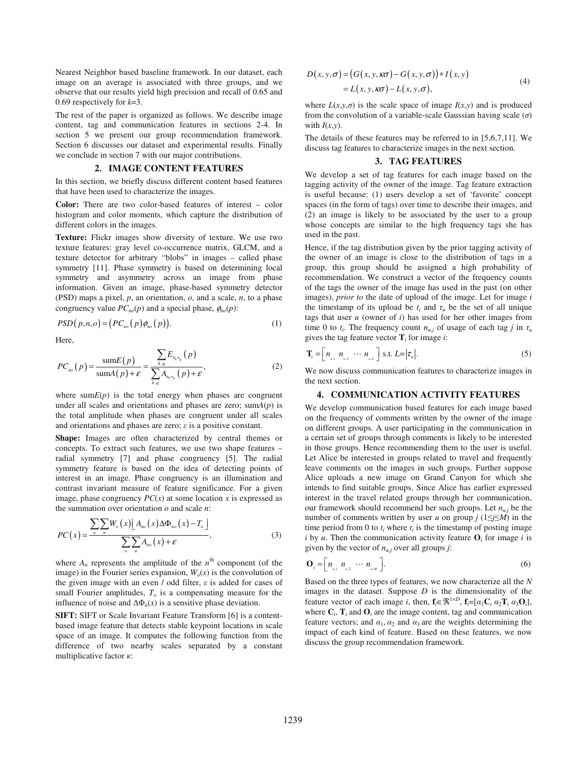Nearest Neighbor based baseline framework. In our dataset, each image on an average is associated with three groups, and we observe that our results yield high precision and recall of 0.65 and 0.69 respectively for $k$=3.

The rest of the paper is organized as follows. We describe image content, tag and communication features in sections 2-4. In section 5 we present our group recommendation framework. Section 6 discusses our dataset and experimental results. Finally we conclude in section 7 with our major contributions.

## 2. IMAGE CONTENT FEATURES

In this section, we briefly discuss different content based features that have been used to characterize the images.

**Color:** There are two color-based features of interest – color histogram and color moments, which capture the distribution of different colors in the images.

**Texture:** Flickr images show diversity of texture. We use two texture features: gray level co-occurrence matrix, GLCM, and a texture detector for arbitrary "blobs" in images – called phase symmetry [11]. Phase symmetry is based on determining local symmetry and asymmetry across an image from phase information. Given an image, phase-based symmetry detector (PSD) maps a pixel, $p$, an orientation, $o$, and a scale, $n$, to a phase congruency value $PC_{no}(p)$ and a special phase, $\phi_{no}(p)$:

$$PSD\left(p,n,o\right)=\left(PC_{no}\left(p\right)\phi_{no}\left(p\right)\right). \tag{1}$$

Here,

$$PC_{no}\left(p\right)=\frac{\text{sum}E\left(p\right)}{\text{sum}A\left(p\right)+\varepsilon}=\frac{\sum_{k,q}E_{n_k o_q}\left(p\right)}{\sum_{k,q}A_{n_k o_q}\left(p\right)+\varepsilon}, \tag{2}$$

where sum$E(p)$ is the total energy when phases are congruent under all scales and orientations and phases are zero; sum$A(p)$ is the total amplitude when phases are congruent under all scales and orientations and phases are zero; $\varepsilon$ is a positive constant.

**Shape:** Images are often characterized by central themes or concepts. To extract such features, we use two shape features – radial symmetry [7] and phase congruency [5]. The radial symmetry feature is based on the idea of detecting points of interest in an image. Phase congruency is an illumination and contrast invariant measure of feature significance. For a given image, phase congruency $PC(x)$ at some location $x$ is expressed as the summation over orientation $o$ and scale $n$:

$$PC\left(x\right)=\frac{\sum_o\sum_n W_o\left(x\right)\left\lfloor A_{no}\left(x\right)\Delta\Phi_{no}\left(x\right)-T_o\right\rfloor}{\sum_o\sum_n A_{no}\left(x\right)+\varepsilon}, \tag{3}$$

where $A_n$ represents the amplitude of the $n^{\text{th}}$ component (of the image) in the Fourier series expansion, $W_o(x)$ is the convolution of the given image with an even / odd filter, $\varepsilon$ is added for cases of small Fourier amplitudes, $T_o$ is a compensating measure for the influence of noise and $\Delta\Phi_n(x)$ is a sensitive phase deviation.

**SIFT:** SIFT or Scale Invariant Feature Transform [6] is a content-based image feature that detects stable keypoint locations in scale space of an image. It computes the following function from the difference of two nearby scales separated by a constant multiplicative factor $\kappa$:

$$\begin{aligned}D\left(x,y,\sigma\right)&=\left(G\left(x,y,\kappa\sigma\right)-G\left(x,y,\sigma\right)\right)*I\left(x,y\right)\\&=L\left(x,y,\kappa\sigma\right)-L\left(x,y,\sigma\right),\end{aligned} \tag{4}$$

where $L(x,y,\sigma)$ is the scale space of image $I(x,y)$ and is produced from the convolution of a variable-scale Gaussian having scale ($\sigma$) with $I(x,y)$.

The details of these features may be referred to in [5,6,7,11]. We discuss tag features to characterize images in the next section.

## 3. TAG FEATURES

We develop a set of tag features for each image based on the tagging activity of the owner of the image. Tag feature extraction is useful because: (1) users develop a set of 'favorite' concept spaces (in the form of tags) over time to describe their images, and (2) an image is likely to be associated by the user to a group whose concepts are similar to the high frequency tags she has used in the past.

Hence, if the tag distribution given by the prior tagging activity of the owner of an image is close to the distribution of tags in a group, this group should be assigned a high probability of recommendation. We construct a vector of the frequency counts of the tags the owner of the image has used in the past (on other images), *prior to* the date of upload of the image. Let for image $i$ the timestamp of its upload be $t_i$ and $\tau_u$ be the set of all unique tags that user $u$ (owner of $i$) has used for her other images from time 0 to $t_i$. The frequency count $n_{u,j}$ of usage of each tag $j$ in $\tau_u$ gives the tag feature vector $\mathbf{T}_i$ for image $i$:

$$\mathbf{T}_i=\left[n_{u,1}\ n_{u,2}\ \cdots\ n_{u,L}\right]\ \text{s.t. } L=\left|\tau_u\right|. \tag{5}$$

We now discuss communication features to characterize images in the next section.

## 4. COMMUNICATION ACTIVITY FEATURES

We develop communication based features for each image based on the frequency of comments written by the owner of the image on different groups. A user participating in the communication in a certain set of groups through comments is likely to be interested in those groups. Hence recommending them to the user is useful. Let Alice be interested in groups related to travel and frequently leave comments on the images in such groups. Further suppose Alice uploads a new image on Grand Canyon for which she intends to find suitable groups. Since Alice has earlier expressed interest in the travel related groups through her communication, our framework should recommend her such groups. Let $n_{u,j}$ be the number of comments written by user $u$ on group $j$ ($1 \le j \le M$) in the time period from 0 to $t_i$ where $t_i$ is the timestamp of posting image $i$ by $u$. Then the communication activity feature $\mathbf{O}_i$ for image $i$ is given by the vector of $n_{u,j}$ over all groups $j$:

$$\mathbf{O}_i=\left[n_{u,1}\ n_{u,2}\ \cdots\ n_{u,M}\right]. \tag{6}$$

Based on the three types of features, we now characterize all the $N$ images in the dataset. Suppose $D$ is the dimensionality of the feature vector of each image $i$, then, $\mathbf{f}_i \in \Re^{1\times D}$, $\mathbf{f}_i=[\alpha_1\mathbf{C}_i\ \alpha_2\mathbf{T}_i\ \alpha_3\mathbf{O}_i]$, where $\mathbf{C}_i$, $\mathbf{T}_i$ and $\mathbf{O}_i$ are the image content, tag and communication feature vectors; and $\alpha_1$, $\alpha_2$ and $\alpha_3$ are the weights determining the impact of each kind of feature. Based on these features, we now discuss the group recommendation framework.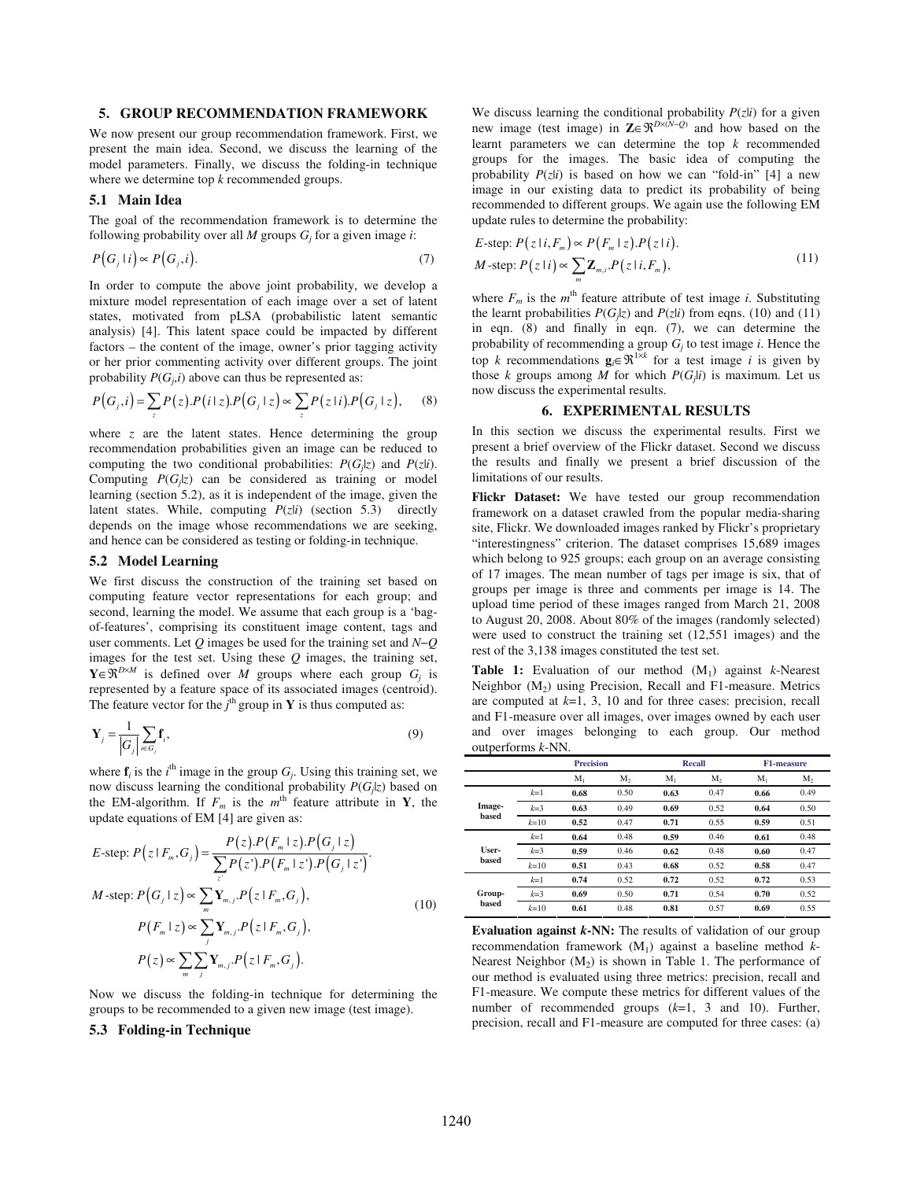## 5. GROUP RECOMMENDATION FRAMEWORK

We now present our group recommendation framework. First, we present the main idea. Second, we discuss the learning of the model parameters. Finally, we discuss the folding-in technique where we determine top $k$ recommended groups.

### 5.1 Main Idea

The goal of the recommendation framework is to determine the following probability over all $M$ groups $G_j$ for a given image $i$:

$$P(G_j \mid i) \propto P(G_j, i). \tag{7}$$

In order to compute the above joint probability, we develop a mixture model representation of each image over a set of latent states, motivated from pLSA (probabilistic latent semantic analysis) [4]. This latent space could be impacted by different factors – the content of the image, owner's prior tagging activity or her prior commenting activity over different groups. The joint probability $P(G_j,i)$ above can thus be represented as:

$$P(G_j, i) = \sum_z P(z).P(i \mid z).P(G_j \mid z) \propto \sum_z P(z \mid i).P(G_j \mid z), \tag{8}$$

where $z$ are the latent states. Hence determining the group recommendation probabilities given an image can be reduced to computing the two conditional probabilities: $P(G_j|z)$ and $P(z|i)$. Computing $P(G_j|z)$ can be considered as training or model learning (section 5.2), as it is independent of the image, given the latent states. While, computing $P(z|i)$ (section 5.3) directly depends on the image whose recommendations we are seeking, and hence can be considered as testing or folding-in technique.

### 5.2 Model Learning

We first discuss the construction of the training set based on computing feature vector representations for each group; and second, learning the model. We assume that each group is a 'bag-of-features', comprising its constituent image content, tags and user comments. Let $Q$ images be used for the training set and $N-Q$ images for the test set. Using these $Q$ images, the training set, $\mathbf{Y} \in \Re^{D \times M}$ is defined over $M$ groups where each group $G_j$ is represented by a feature space of its associated images (centroid). The feature vector for the $j^{\text{th}}$ group in $\mathbf{Y}$ is thus computed as:

$$\mathbf{Y}_j = \frac{1}{|G_j|} \sum_{i \in G_j} \mathbf{f}_i, \tag{9}$$

where $\mathbf{f}_i$ is the $i^{\text{th}}$ image in the group $G_j$. Using this training set, we now discuss learning the conditional probability $P(G_j|z)$ based on the EM-algorithm. If $F_m$ is the $m^{\text{th}}$ feature attribute in $\mathbf{Y}$, the update equations of EM [4] are given as:

$$\begin{aligned}
&E\text{-step: } P(z \mid F_m, G_j) = \frac{P(z).P(F_m \mid z).P(G_j \mid z)}{\sum_{z'} P(z').P(F_m \mid z').P(G_j \mid z')}.\\
&M\text{-step: } P(G_j \mid z) \propto \sum_m \mathbf{Y}_{m,j}.P(z \mid F_m, G_j),\\
&\qquad P(F_m \mid z) \propto \sum_j \mathbf{Y}_{m,j}.P(z \mid F_m, G_j),\\
&\qquad P(z) \propto \sum_m \sum_j \mathbf{Y}_{m,j}.P(z \mid F_m, G_j).
\end{aligned} \tag{10}$$

Now we discuss the folding-in technique for determining the groups to be recommended to a given new image (test image).

### 5.3 Folding-in Technique

We discuss learning the conditional probability $P(z|i)$ for a given new image (test image) in $\mathbf{Z} \in \Re^{D \times (N-Q)}$ and how based on the learnt parameters we can determine the top $k$ recommended groups for the images. The basic idea of computing the probability $P(z|i)$ is based on how we can "fold-in" [4] a new image in our existing data to predict its probability of being recommended to different groups. We again use the following EM update rules to determine the probability:

$$\begin{aligned}
&E\text{-step: } P(z \mid i, F_m) \propto P(F_m \mid z).P(z \mid i).\\
&M\text{-step: } P(z \mid i) \propto \sum_m \mathbf{Z}_{m,i}.P(z \mid i, F_m),
\end{aligned} \tag{11}$$

where $F_m$ is the $m^{\text{th}}$ feature attribute of test image $i$. Substituting the learnt probabilities $P(G_j|z)$ and $P(z|i)$ from eqns. (10) and (11) in eqn. (8) and finally in eqn. (7), we can determine the probability of recommending a group $G_j$ to test image $i$. Hence the top $k$ recommendations $\mathbf{g}_i \in \Re^{1 \times k}$ for a test image $i$ is given by those $k$ groups among $M$ for which $P(G_j|i)$ is maximum. Let us now discuss the experimental results.

## 6. EXPERIMENTAL RESULTS

In this section we discuss the experimental results. First we present a brief overview of the Flickr dataset. Second we discuss the results and finally we present a brief discussion of the limitations of our results.

**Flickr Dataset:** We have tested our group recommendation framework on a dataset crawled from the popular media-sharing site, Flickr. We downloaded images ranked by Flickr's proprietary "interestingness" criterion. The dataset comprises 15,689 images which belong to 925 groups; each group on an average consisting of 17 images. The mean number of tags per image is six, that of groups per image is three and comments per image is 14. The upload time period of these images ranged from March 21, 2008 to August 20, 2008. About 80% of the images (randomly selected) were used to construct the training set (12,551 images) and the rest of the 3,138 images constituted the test set.

**Table 1:** Evaluation of our method ($M_1$) against $k$-Nearest Neighbor ($M_2$) using Precision, Recall and F1-measure. Metrics are computed at $k$=1, 3, 10 and for three cases: precision, recall and F1-measure over all images, over images owned by each user and over images belonging to each group. Our method outperforms $k$-NN.

| | | Precision | | Recall | | F1-measure | |
|---|---|---|---|---|---|---|---|
| | | $M_1$ | $M_2$ | $M_1$ | $M_2$ | $M_1$ | $M_2$ |
| Image-based | $k$=1 | **0.68** | 0.50 | **0.63** | 0.47 | **0.66** | 0.49 |
| | $k$=3 | **0.63** | 0.49 | **0.69** | 0.52 | **0.64** | 0.50 |
| | $k$=10 | **0.52** | 0.47 | **0.71** | 0.55 | **0.59** | 0.51 |
| User-based | $k$=1 | **0.64** | 0.48 | **0.59** | 0.46 | **0.61** | 0.48 |
| | $k$=3 | **0.59** | 0.46 | **0.62** | 0.48 | **0.60** | 0.47 |
| | $k$=10 | **0.51** | 0.43 | **0.68** | 0.52 | **0.58** | 0.47 |
| Group-based | $k$=1 | **0.74** | 0.52 | **0.72** | 0.52 | **0.72** | 0.53 |
| | $k$=3 | **0.69** | 0.50 | **0.71** | 0.54 | **0.70** | 0.52 |
| | $k$=10 | **0.61** | 0.48 | **0.81** | 0.57 | **0.69** | 0.55 |

**Evaluation against *k*-NN:** The results of validation of our group recommendation framework ($M_1$) against a baseline method $k$-Nearest Neighbor ($M_2$) is shown in Table 1. The performance of our method is evaluated using three metrics: precision, recall and F1-measure. We compute these metrics for different values of the number of recommended groups ($k$=1, 3 and 10). Further, precision, recall and F1-measure are computed for three cases: (a)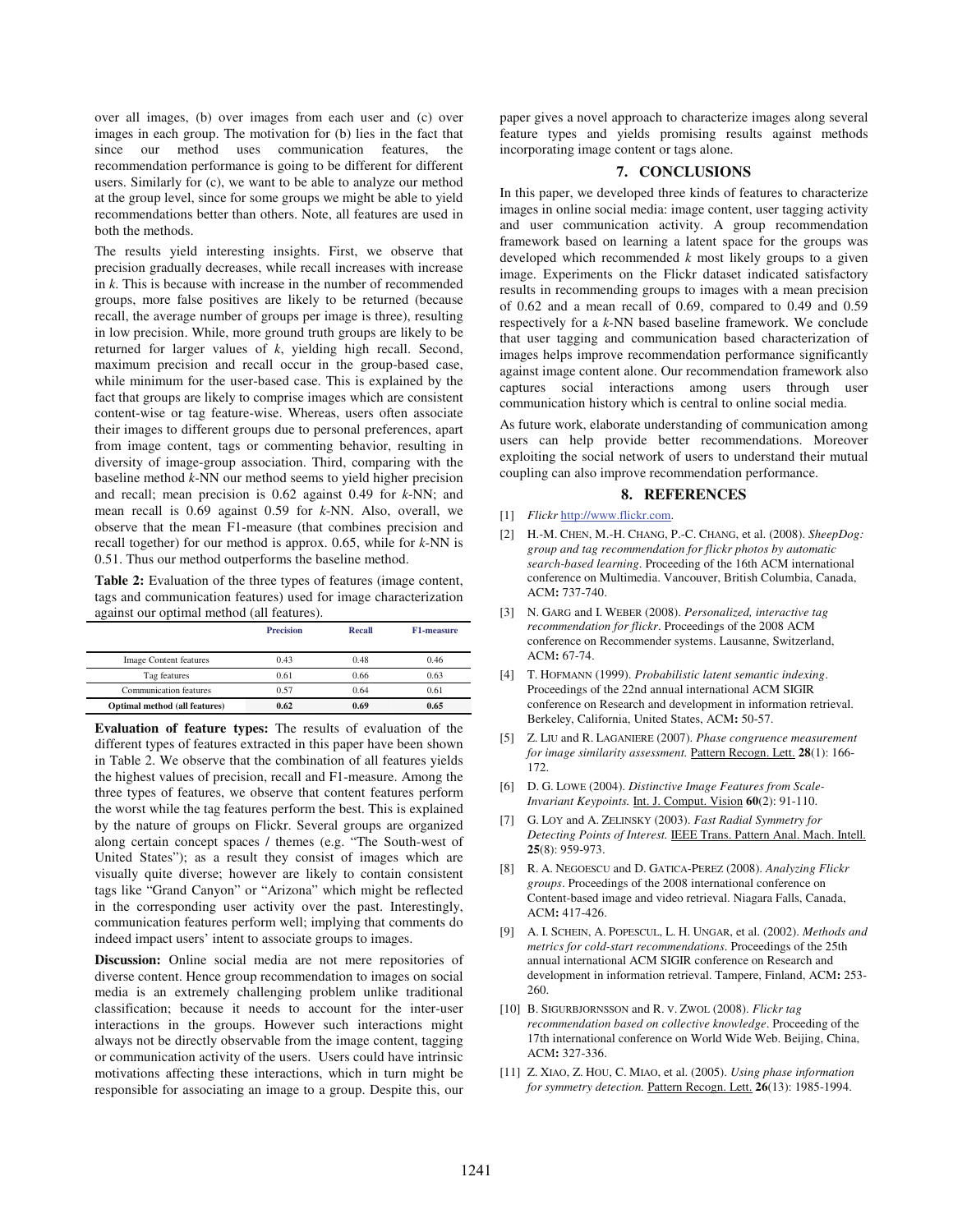over all images, (b) over images from each user and (c) over images in each group. The motivation for (b) lies in the fact that since our method uses communication features, the recommendation performance is going to be different for different users. Similarly for (c), we want to be able to analyze our method at the group level, since for some groups we might be able to yield recommendations better than others. Note, all features are used in both the methods.

The results yield interesting insights. First, we observe that precision gradually decreases, while recall increases with increase in *k*. This is because with increase in the number of recommended groups, more false positives are likely to be returned (because recall, the average number of groups per image is three), resulting in low precision. While, more ground truth groups are likely to be returned for larger values of *k*, yielding high recall. Second, maximum precision and recall occur in the group-based case, while minimum for the user-based case. This is explained by the fact that groups are likely to comprise images which are consistent content-wise or tag feature-wise. Whereas, users often associate their images to different groups due to personal preferences, apart from image content, tags or commenting behavior, resulting in diversity of image-group association. Third, comparing with the baseline method *k*-NN our method seems to yield higher precision and recall; mean precision is 0.62 against 0.49 for *k*-NN; and mean recall is 0.69 against 0.59 for *k*-NN. Also, overall, we observe that the mean F1-measure (that combines precision and recall together) for our method is approx. 0.65, while for *k*-NN is 0.51. Thus our method outperforms the baseline method.

**Table 2:** Evaluation of the three types of features (image content, tags and communication features) used for image characterization against our optimal method (all features).

| | Precision | Recall | F1-measure |
|---|---|---|---|
| Image Content features | 0.43 | 0.48 | 0.46 |
| Tag features | 0.61 | 0.66 | 0.63 |
| Communication features | 0.57 | 0.64 | 0.61 |
| **Optimal method (all features)** | **0.62** | **0.69** | **0.65** |

**Evaluation of feature types:** The results of evaluation of the different types of features extracted in this paper have been shown in Table 2. We observe that the combination of all features yields the highest values of precision, recall and F1-measure. Among the three types of features, we observe that content features perform the worst while the tag features perform the best. This is explained by the nature of groups on Flickr. Several groups are organized along certain concept spaces / themes (e.g. "The South-west of United States"); as a result they consist of images which are visually quite diverse; however are likely to contain consistent tags like "Grand Canyon" or "Arizona" which might be reflected in the corresponding user activity over the past. Interestingly, communication features perform well; implying that comments do indeed impact users' intent to associate groups to images.

**Discussion:** Online social media are not mere repositories of diverse content. Hence group recommendation to images on social media is an extremely challenging problem unlike traditional classification; because it needs to account for the inter-user interactions in the groups. However such interactions might always not be directly observable from the image content, tagging or communication activity of the users. Users could have intrinsic motivations affecting these interactions, which in turn might be responsible for associating an image to a group. Despite this, our paper gives a novel approach to characterize images along several feature types and yields promising results against methods incorporating image content or tags alone.

## 7. CONCLUSIONS

In this paper, we developed three kinds of features to characterize images in online social media: image content, user tagging activity and user communication activity. A group recommendation framework based on learning a latent space for the groups was developed which recommended *k* most likely groups to a given image. Experiments on the Flickr dataset indicated satisfactory results in recommending groups to images with a mean precision of 0.62 and a mean recall of 0.69, compared to 0.49 and 0.59 respectively for a *k*-NN based baseline framework. We conclude that user tagging and communication based characterization of images helps improve recommendation performance significantly against image content alone. Our recommendation framework also captures social interactions among users through user communication history which is central to online social media.

As future work, elaborate understanding of communication among users can help provide better recommendations. Moreover exploiting the social network of users to understand their mutual coupling can also improve recommendation performance.

## 8. REFERENCES

[1] *Flickr* http://www.flickr.com.

[2] H.-M. Chen, M.-H. Chang, P.-C. Chang, et al. (2008). *SheepDog: group and tag recommendation for flickr photos by automatic search-based learning*. Proceeding of the 16th ACM international conference on Multimedia. Vancouver, British Columbia, Canada, ACM**:** 737-740.

[3] N. Garg and I. Weber (2008). *Personalized, interactive tag recommendation for flickr*. Proceedings of the 2008 ACM conference on Recommender systems. Lausanne, Switzerland, ACM**:** 67-74.

[4] T. Hofmann (1999). *Probabilistic latent semantic indexing*. Proceedings of the 22nd annual international ACM SIGIR conference on Research and development in information retrieval. Berkeley, California, United States, ACM**:** 50-57.

[5] Z. Liu and R. Laganiere (2007). *Phase congruence measurement for image similarity assessment.* Pattern Recogn. Lett. **28**(1): 166-172.

[6] D. G. Lowe (2004). *Distinctive Image Features from Scale-Invariant Keypoints.* Int. J. Comput. Vision **60**(2): 91-110.

[7] G. Loy and A. Zelinsky (2003). *Fast Radial Symmetry for Detecting Points of Interest.* IEEE Trans. Pattern Anal. Mach. Intell. **25**(8): 959-973.

[8] R. A. Negoescu and D. Gatica-Perez (2008). *Analyzing Flickr groups*. Proceedings of the 2008 international conference on Content-based image and video retrieval. Niagara Falls, Canada, ACM**:** 417-426.

[9] A. I. Schein, A. Popescul, L. H. Ungar, et al. (2002). *Methods and metrics for cold-start recommendations*. Proceedings of the 25th annual international ACM SIGIR conference on Research and development in information retrieval. Tampere, Finland, ACM**:** 253-260.

[10] B. Sigurbjornsson and R. v. Zwol (2008). *Flickr tag recommendation based on collective knowledge*. Proceeding of the 17th international conference on World Wide Web. Beijing, China, ACM**:** 327-336.

[11] Z. Xiao, Z. Hou, C. Miao, et al. (2005). *Using phase information for symmetry detection.* Pattern Recogn. Lett. **26**(13): 1985-1994.